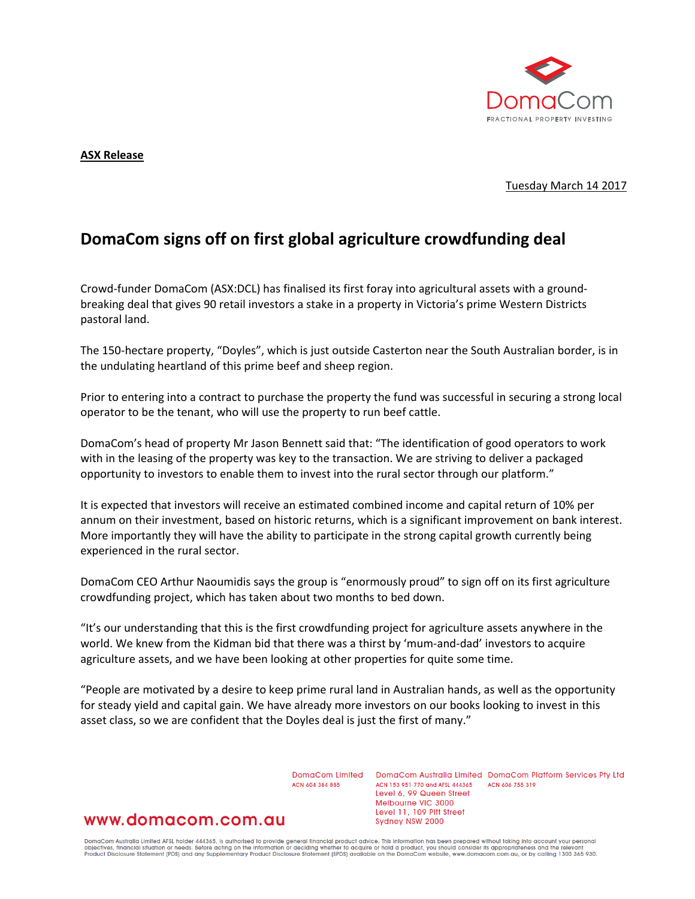DomaCom
FRACTIONAL PROPERTY INVESTING

**ASX Release**

Tuesday March 14 2017

# DomaCom signs off on first global agriculture crowdfunding deal

Crowd-funder DomaCom (ASX:DCL) has finalised its first foray into agricultural assets with a ground-breaking deal that gives 90 retail investors a stake in a property in Victoria's prime Western Districts pastoral land.

The 150-hectare property, "Doyles", which is just outside Casterton near the South Australian border, is in the undulating heartland of this prime beef and sheep region.

Prior to entering into a contract to purchase the property the fund was successful in securing a strong local operator to be the tenant, who will use the property to run beef cattle.

DomaCom's head of property Mr Jason Bennett said that: "The identification of good operators to work with in the leasing of the property was key to the transaction. We are striving to deliver a packaged opportunity to investors to enable them to invest into the rural sector through our platform."

It is expected that investors will receive an estimated combined income and capital return of 10% per annum on their investment, based on historic returns, which is a significant improvement on bank interest. More importantly they will have the ability to participate in the strong capital growth currently being experienced in the rural sector.

DomaCom CEO Arthur Naoumidis says the group is "enormously proud" to sign off on its first agriculture crowdfunding project, which has taken about two months to bed down.

"It's our understanding that this is the first crowdfunding project for agriculture assets anywhere in the world. We knew from the Kidman bid that there was a thirst by 'mum-and-dad' investors to acquire agriculture assets, and we have been looking at other properties for quite some time.

"People are motivated by a desire to keep prime rural land in Australian hands, as well as the opportunity for steady yield and capital gain. We have already more investors on our books looking to invest in this asset class, so we are confident that the Doyles deal is just the first of many."

www.domacom.com.au

DomaCom Limited
ACN 604 384 885

DomaCom Australia Limited
ACN 153 951 770 and AFSL 444365
Level 6, 99 Queen Street
Melbourne VIC 3000
Level 11, 109 Pitt Street
Sydney NSW 2000

DomaCom Platform Services Pty Ltd
ACN 606 755 319

DomaCom Australia Limited AFSL holder 444365, is authorised to provide general financial product advice. This information has been prepared without taking into account your personal objectives, financial situation or needs. Before acting on the information or deciding whether to acquire or hold a product, you should consider its appropriateness and the relevant Product Disclosure Statement (PDS) and any Supplementary Product Disclosure Statement (SPDS) available on the DomaCom website, www.domacom.com.au, or by calling 1300 365 930.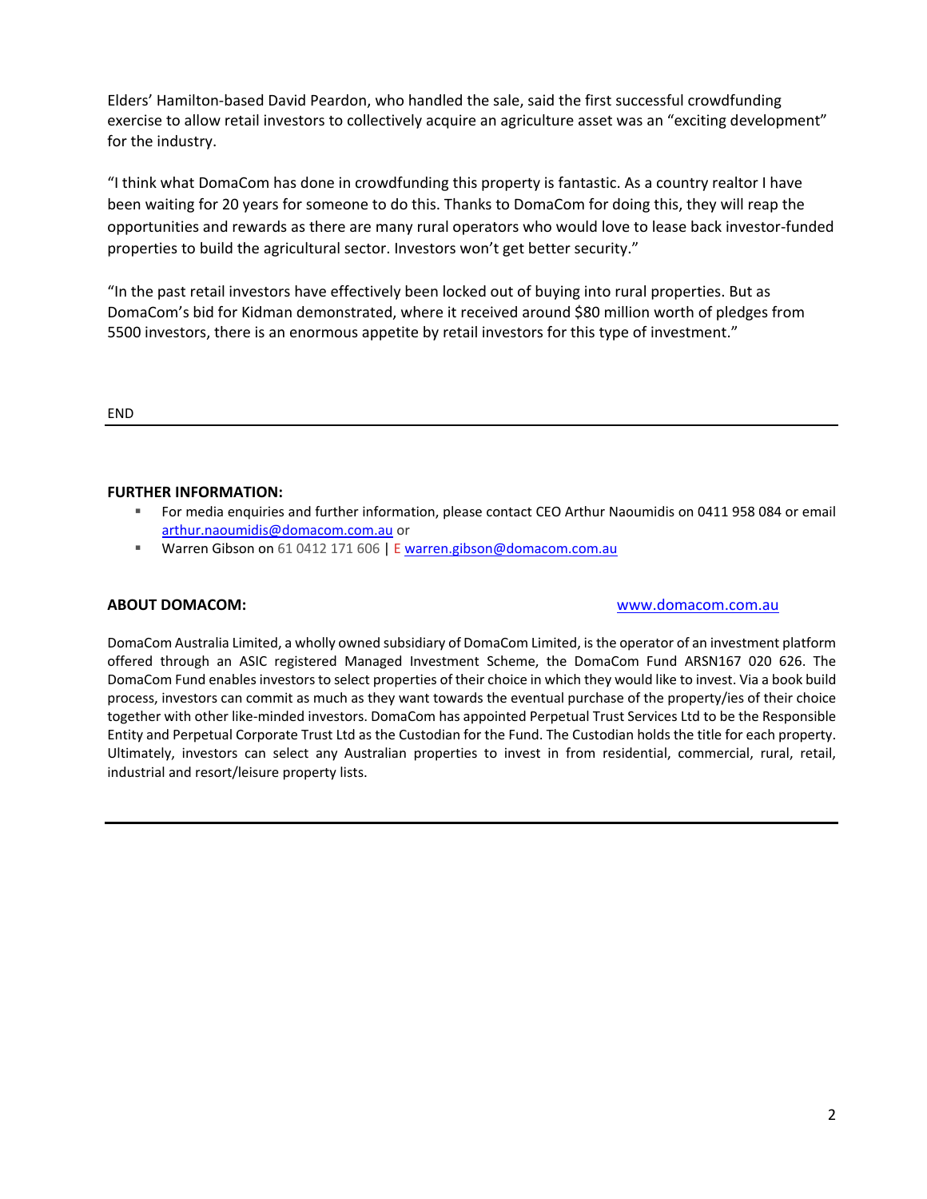Elders' Hamilton-based David Peardon, who handled the sale, said the first successful crowdfunding exercise to allow retail investors to collectively acquire an agriculture asset was an "exciting development" for the industry.

"I think what DomaCom has done in crowdfunding this property is fantastic. As a country realtor I have been waiting for 20 years for someone to do this. Thanks to DomaCom for doing this, they will reap the opportunities and rewards as there are many rural operators who would love to lease back investor-funded properties to build the agricultural sector. Investors won't get better security."

"In the past retail investors have effectively been locked out of buying into rural properties. But as DomaCom's bid for Kidman demonstrated, where it received around $80 million worth of pledges from 5500 investors, there is an enormous appetite by retail investors for this type of investment."

END

---

**FURTHER INFORMATION:**

- For media enquiries and further information, please contact CEO Arthur Naoumidis on 0411 958 084 or email arthur.naoumidis@domacom.com.au or
- Warren Gibson on 61 0412 171 606 | E warren.gibson@domacom.com.au

**ABOUT DOMACOM:** www.domacom.com.au

DomaCom Australia Limited, a wholly owned subsidiary of DomaCom Limited, is the operator of an investment platform offered through an ASIC registered Managed Investment Scheme, the DomaCom Fund ARSN167 020 626. The DomaCom Fund enables investors to select properties of their choice in which they would like to invest. Via a book build process, investors can commit as much as they want towards the eventual purchase of the property/ies of their choice together with other like-minded investors. DomaCom has appointed Perpetual Trust Services Ltd to be the Responsible Entity and Perpetual Corporate Trust Ltd as the Custodian for the Fund. The Custodian holds the title for each property. Ultimately, investors can select any Australian properties to invest in from residential, commercial, rural, retail, industrial and resort/leisure property lists.